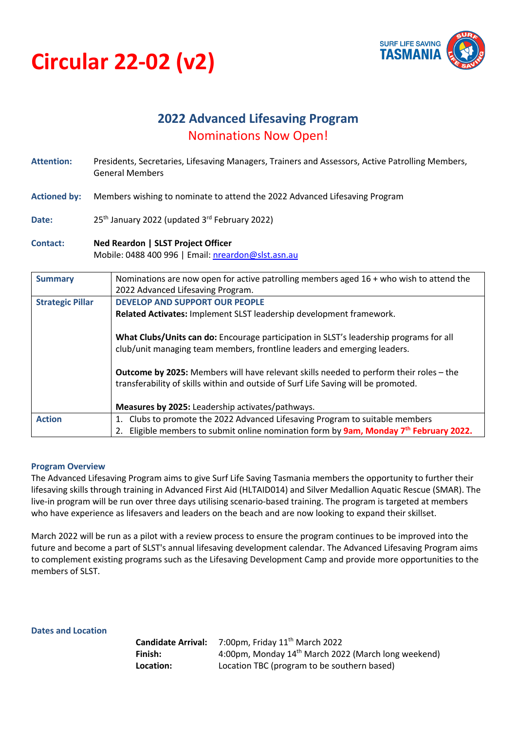# Circular 22-02 (v2)

## 2022 Advanced Lifesaving Program

### Nominations Now Open!

**Attention:** Presidents, Secretaries, Lifesaving Managers, Trainers and Assessors, Active Patrolling Members, General Members

**Actioned by:** Members wishing to nominate to attend the 2022 Advanced Lifesaving Program

**Date:** 25th January 2022 (updated 3rd February 2022)

**Contact:** **Ned Reardon | SLST Project Officer**
Mobile: 0488 400 996 | Email: nreardon@slst.asn.au

| **Summary** | Nominations are now open for active patrolling members aged 16 + who wish to attend the 2022 Advanced Lifesaving Program. |
|---|---|
| **Strategic Pillar** | **DEVELOP AND SUPPORT OUR PEOPLE**<br>**Related Activates:** Implement SLST leadership development framework.<br><br>**What Clubs/Units can do:** Encourage participation in SLST's leadership programs for all club/unit managing team members, frontline leaders and emerging leaders.<br><br>**Outcome by 2025:** Members will have relevant skills needed to perform their roles – the transferability of skills within and outside of Surf Life Saving will be promoted.<br><br>**Measures by 2025:** Leadership activates/pathways. |
| **Action** | 1. Clubs to promote the 2022 Advanced Lifesaving Program to suitable members<br>2. Eligible members to submit online nomination form by **9am, Monday 7th February 2022.** |

#### Program Overview

The Advanced Lifesaving Program aims to give Surf Life Saving Tasmania members the opportunity to further their lifesaving skills through training in Advanced First Aid (HLTAID014) and Silver Medallion Aquatic Rescue (SMAR). The live-in program will be run over three days utilising scenario-based training. The program is targeted at members who have experience as lifesavers and leaders on the beach and are now looking to expand their skillset.

March 2022 will be run as a pilot with a review process to ensure the program continues to be improved into the future and become a part of SLST's annual lifesaving development calendar. The Advanced Lifesaving Program aims to complement existing programs such as the Lifesaving Development Camp and provide more opportunities to the members of SLST.

#### Dates and Location

**Candidate Arrival:** 7:00pm, Friday 11th March 2022
**Finish:** 4:00pm, Monday 14th March 2022 (March long weekend)
**Location:** Location TBC (program to be southern based)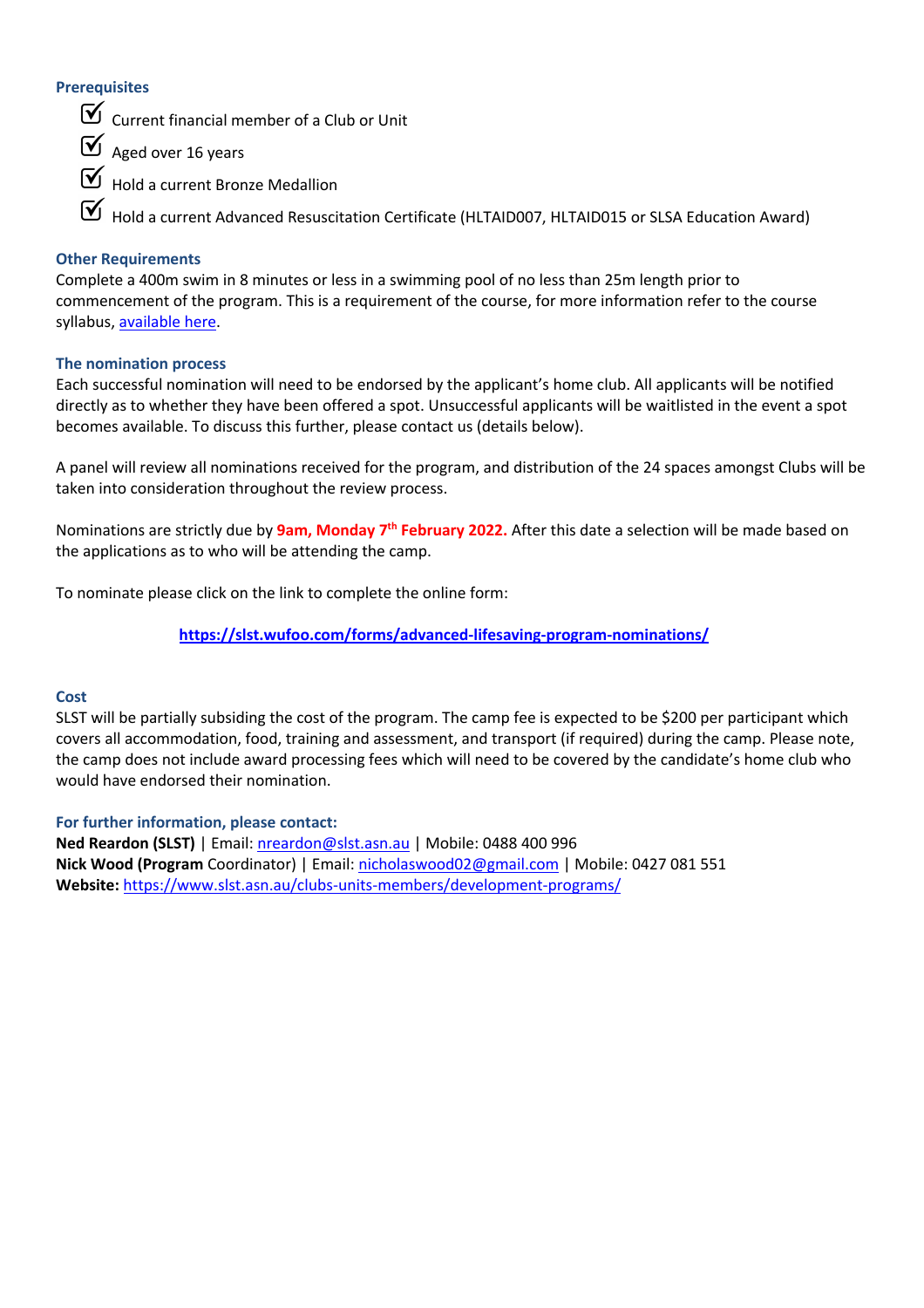### Prerequisites

- ☑ Current financial member of a Club or Unit
- ☑ Aged over 16 years
- ☑ Hold a current Bronze Medallion
- ☑ Hold a current Advanced Resuscitation Certificate (HLTAID007, HLTAID015 or SLSA Education Award)

### Other Requirements

Complete a 400m swim in 8 minutes or less in a swimming pool of no less than 25m length prior to commencement of the program. This is a requirement of the course, for more information refer to the course syllabus, available here.

### The nomination process

Each successful nomination will need to be endorsed by the applicant's home club. All applicants will be notified directly as to whether they have been offered a spot. Unsuccessful applicants will be waitlisted in the event a spot becomes available. To discuss this further, please contact us (details below).

A panel will review all nominations received for the program, and distribution of the 24 spaces amongst Clubs will be taken into consideration throughout the review process.

Nominations are strictly due by **9am, Monday 7th February 2022.** After this date a selection will be made based on the applications as to who will be attending the camp.

To nominate please click on the link to complete the online form:

**https://slst.wufoo.com/forms/advanced-lifesaving-program-nominations/**

### Cost

SLST will be partially subsiding the cost of the program. The camp fee is expected to be $200 per participant which covers all accommodation, food, training and assessment, and transport (if required) during the camp. Please note, the camp does not include award processing fees which will need to be covered by the candidate's home club who would have endorsed their nomination.

### For further information, please contact:

**Ned Reardon (SLST)** | Email: nreardon@slst.asn.au | Mobile: 0488 400 996
**Nick Wood (Program** Coordinator) | Email: nicholaswood02@gmail.com | Mobile: 0427 081 551
**Website:** https://www.slst.asn.au/clubs-units-members/development-programs/